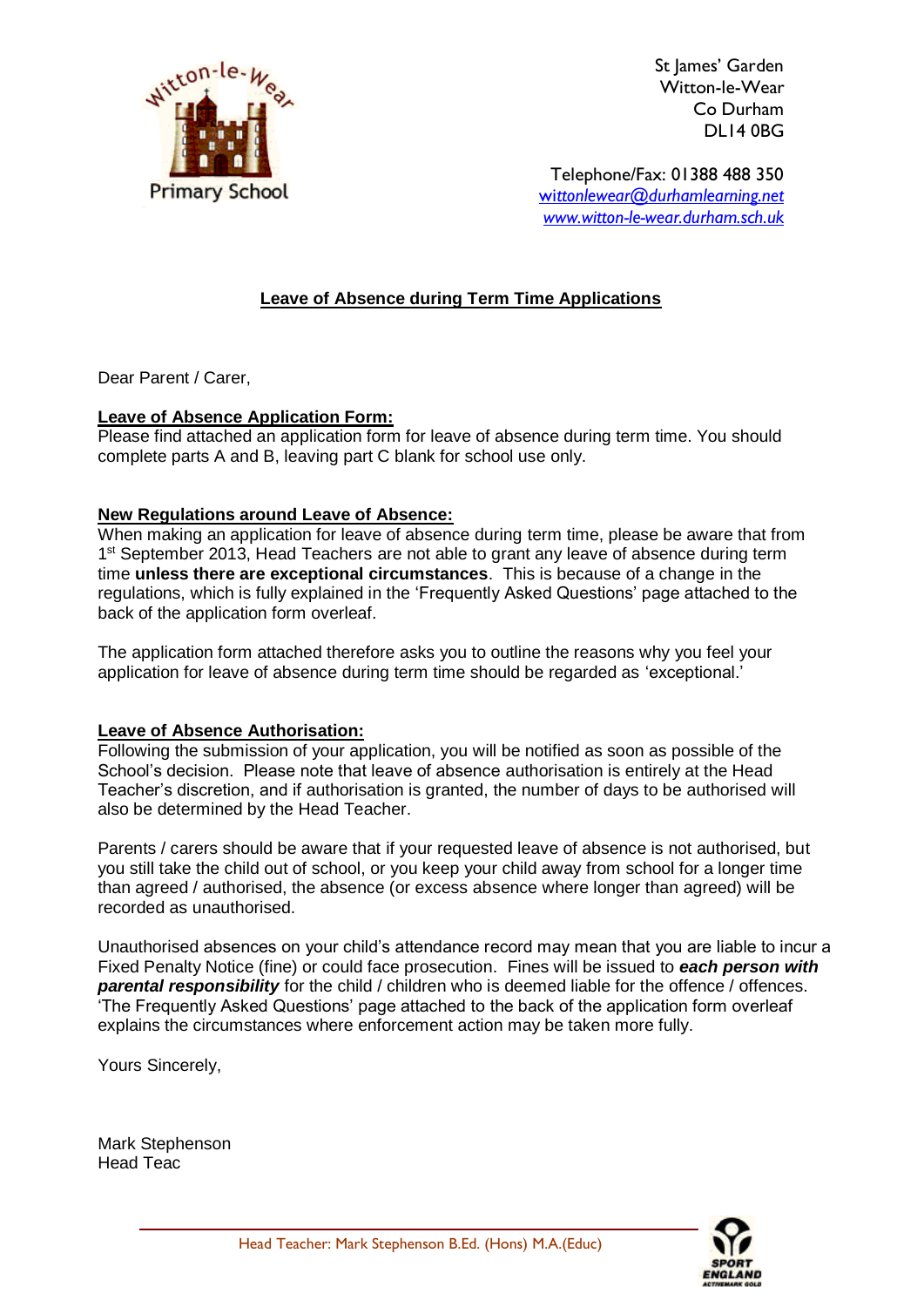Witton-le-Wear Primary School

St James' Garden
Witton-le-Wear
Co Durham
DL14 0BG

Telephone/Fax: 01388 488 350
wittonlewear@durhamlearning.net
www.witton-le-wear.durham.sch.uk

## Leave of Absence during Term Time Applications

Dear Parent / Carer,

**Leave of Absence Application Form:**
Please find attached an application form for leave of absence during term time. You should complete parts A and B, leaving part C blank for school use only.

**New Regulations around Leave of Absence:**
When making an application for leave of absence during term time, please be aware that from 1st September 2013, Head Teachers are not able to grant any leave of absence during term time **unless there are exceptional circumstances**. This is because of a change in the regulations, which is fully explained in the 'Frequently Asked Questions' page attached to the back of the application form overleaf.

The application form attached therefore asks you to outline the reasons why you feel your application for leave of absence during term time should be regarded as 'exceptional.'

**Leave of Absence Authorisation:**
Following the submission of your application, you will be notified as soon as possible of the School's decision. Please note that leave of absence authorisation is entirely at the Head Teacher's discretion, and if authorisation is granted, the number of days to be authorised will also be determined by the Head Teacher.

Parents / carers should be aware that if your requested leave of absence is not authorised, but you still take the child out of school, or you keep your child away from school for a longer time than agreed / authorised, the absence (or excess absence where longer than agreed) will be recorded as unauthorised.

Unauthorised absences on your child's attendance record may mean that you are liable to incur a Fixed Penalty Notice (fine) or could face prosecution. Fines will be issued to ***each person with parental responsibility*** for the child / children who is deemed liable for the offence / offences. 'The Frequently Asked Questions' page attached to the back of the application form overleaf explains the circumstances where enforcement action may be taken more fully.

Yours Sincerely,

Mark Stephenson
Head Teac

Head Teacher: Mark Stephenson B.Ed. (Hons) M.A.(Educ)

SPORT ENGLAND ACTIVEMARK GOLD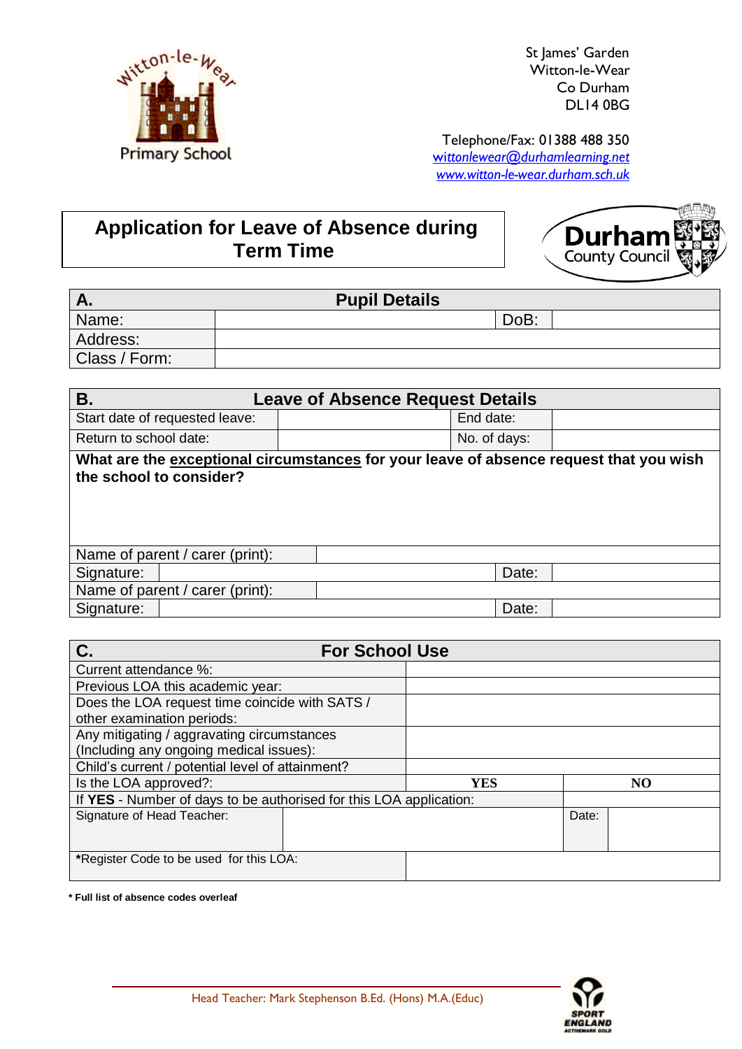Witton-le-Wear Primary School

St James' Garden
Witton-le-Wear
Co Durham
DL14 0BG

Telephone/Fax: 01388 488 350
wittonlewear@durhamlearning.net
www.witton-le-wear.durham.sch.uk

# Application for Leave of Absence during Term Time

Durham County Council

| A. | Pupil Details | | |
|---|---|---|---|
| Name: | | DoB: | |
| Address: | | | |
| Class / Form: | | | |

| B. | Leave of Absence Request Details | | |
|---|---|---|---|
| Start date of requested leave: | | End date: | |
| Return to school date: | | No. of days: | |
| **What are the exceptional circumstances for your leave of absence request that you wish the school to consider?** | | | |
| Name of parent / carer (print): | | | |
| Signature: | | Date: | |
| Name of parent / carer (print): | | | |
| Signature: | | Date: | |

| C. | For School Use | |
|---|---|---|
| Current attendance %: | | |
| Previous LOA this academic year: | | |
| Does the LOA request time coincide with SATS / other examination periods: | | |
| Any mitigating / aggravating circumstances (Including any ongoing medical issues): | | |
| Child's current / potential level of attainment? | | |
| Is the LOA approved?: | **YES** | **NO** |
| If **YES** - Number of days to be authorised for this LOA application: | | |
| Signature of Head Teacher: | | Date: |
| *Register Code to be used for this LOA: | | |

**\* Full list of absence codes overleaf**

Head Teacher: Mark Stephenson B.Ed. (Hons) M.A.(Educ)

SPORT ENGLAND ACTIVEMARK GOLD